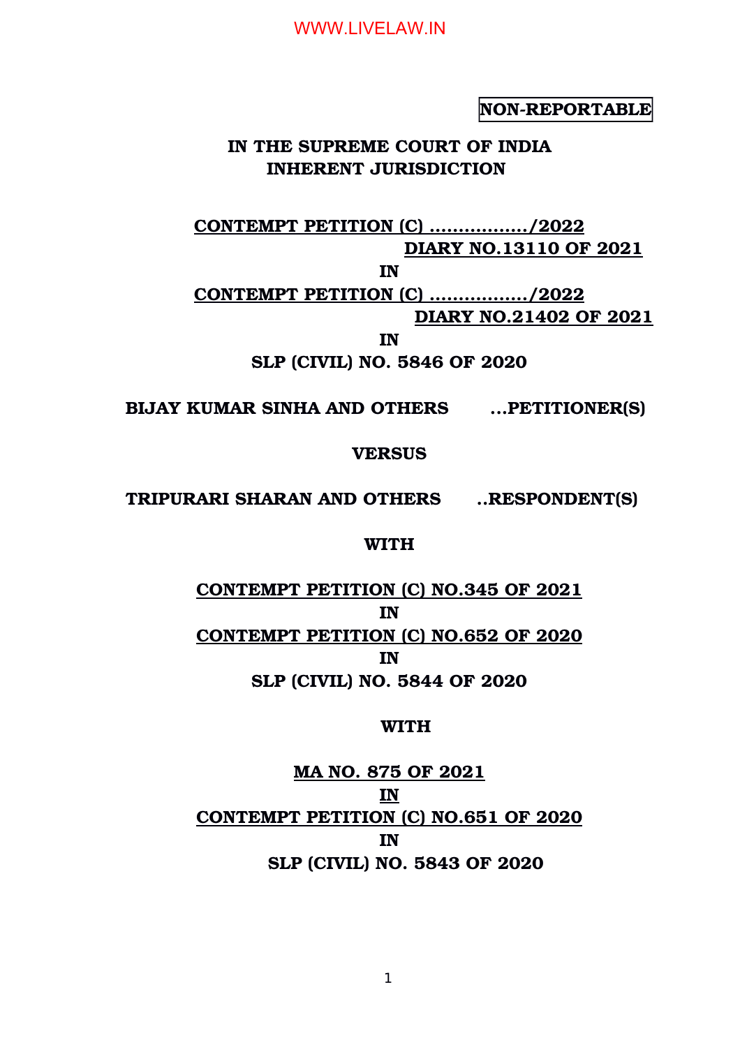**NON-REPORTABLE**

**IN THE SUPREME COURT OF INDIA**
**INHERENT JURISDICTION**

**CONTEMPT PETITION (C) ................./2022**
**DIARY NO.13110 OF 2021**

**IN**

**CONTEMPT PETITION (C) ................./2022**
**DIARY NO.21402 OF 2021**

**IN**

**SLP (CIVIL) NO. 5846 OF 2020**

**BIJAY KUMAR SINHA AND OTHERS ...PETITIONER(S)**

**VERSUS**

**TRIPURARI SHARAN AND OTHERS ..RESPONDENT(S)**

**WITH**

**CONTEMPT PETITION (C) NO.345 OF 2021**

**IN**

**CONTEMPT PETITION (C) NO.652 OF 2020**

**IN**

**SLP (CIVIL) NO. 5844 OF 2020**

**WITH**

**MA NO. 875 OF 2021**

**IN**

**CONTEMPT PETITION (C) NO.651 OF 2020**

**IN**

**SLP (CIVIL) NO. 5843 OF 2020**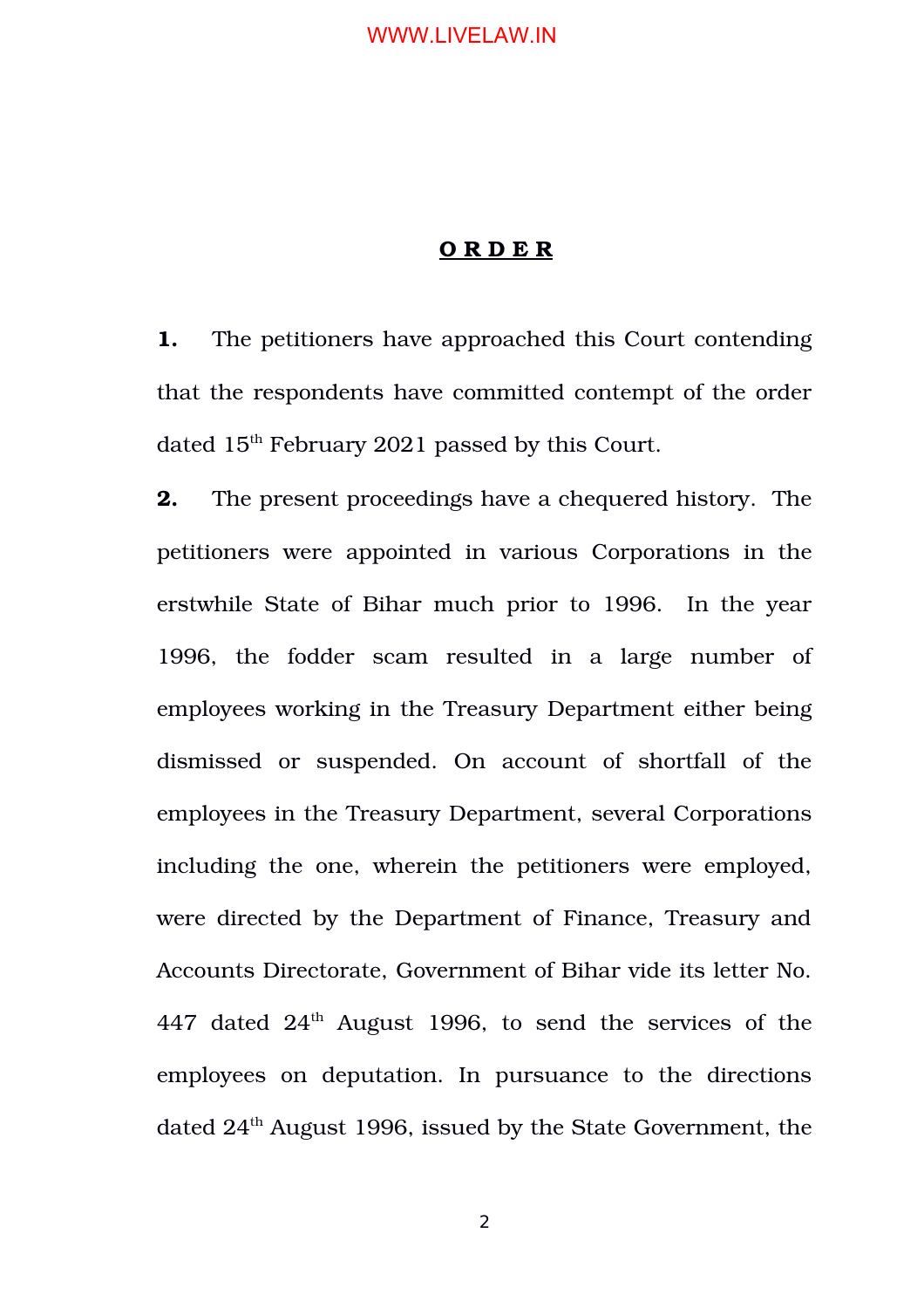**O R D E R**

**1.** The petitioners have approached this Court contending that the respondents have committed contempt of the order dated 15th February 2021 passed by this Court.

**2.** The present proceedings have a chequered history. The petitioners were appointed in various Corporations in the erstwhile State of Bihar much prior to 1996. In the year 1996, the fodder scam resulted in a large number of employees working in the Treasury Department either being dismissed or suspended. On account of shortfall of the employees in the Treasury Department, several Corporations including the one, wherein the petitioners were employed, were directed by the Department of Finance, Treasury and Accounts Directorate, Government of Bihar vide its letter No. 447 dated 24th August 1996, to send the services of the employees on deputation. In pursuance to the directions dated 24th August 1996, issued by the State Government, the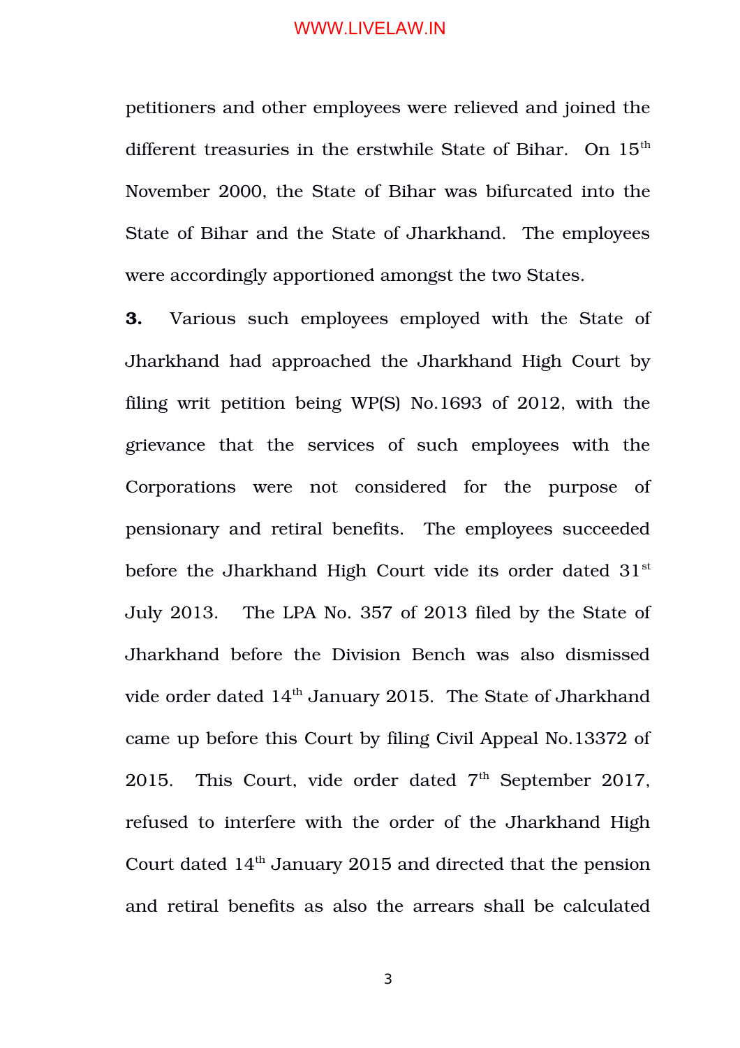petitioners and other employees were relieved and joined the different treasuries in the erstwhile State of Bihar. On 15th November 2000, the State of Bihar was bifurcated into the State of Bihar and the State of Jharkhand. The employees were accordingly apportioned amongst the two States.

**3.** Various such employees employed with the State of Jharkhand had approached the Jharkhand High Court by filing writ petition being WP(S) No.1693 of 2012, with the grievance that the services of such employees with the Corporations were not considered for the purpose of pensionary and retiral benefits. The employees succeeded before the Jharkhand High Court vide its order dated 31st July 2013. The LPA No. 357 of 2013 filed by the State of Jharkhand before the Division Bench was also dismissed vide order dated 14th January 2015. The State of Jharkhand came up before this Court by filing Civil Appeal No.13372 of 2015. This Court, vide order dated 7th September 2017, refused to interfere with the order of the Jharkhand High Court dated 14th January 2015 and directed that the pension and retiral benefits as also the arrears shall be calculated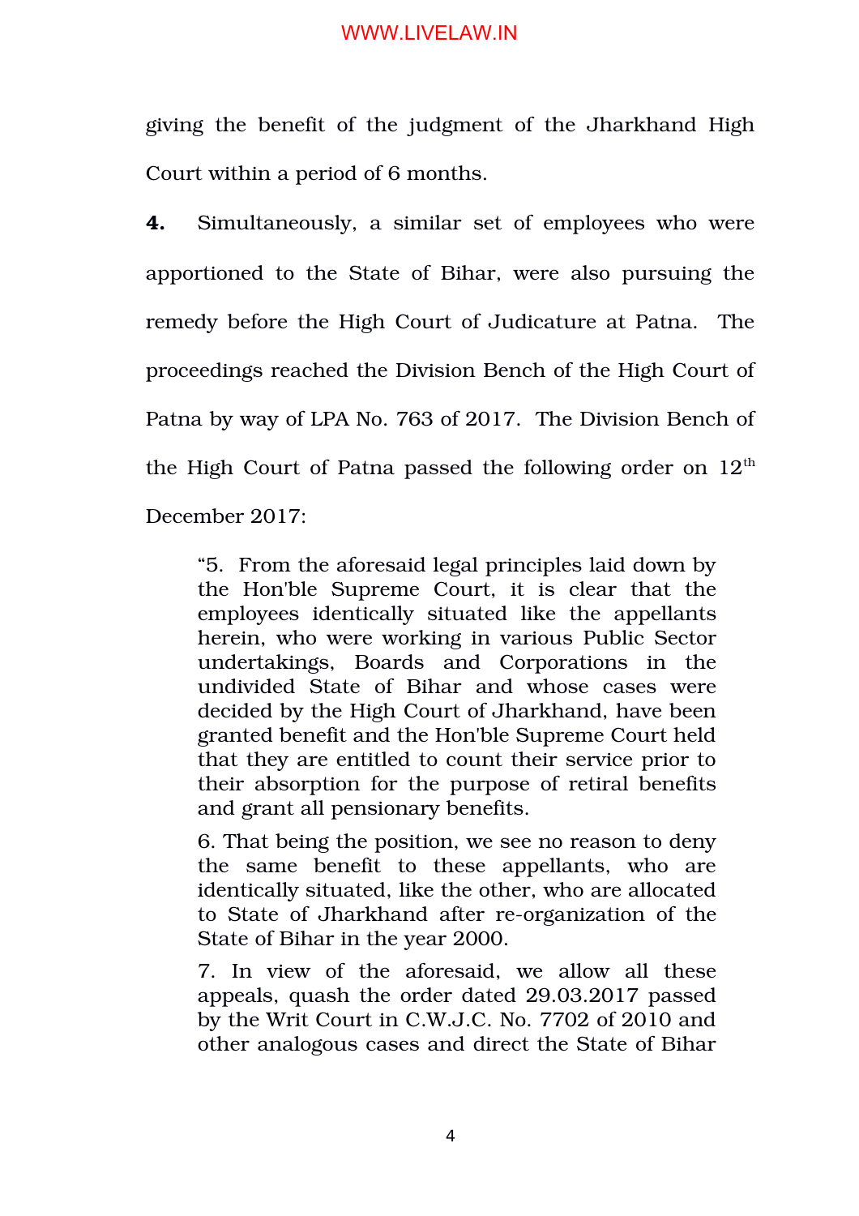giving the benefit of the judgment of the Jharkhand High Court within a period of 6 months.

**4.** Simultaneously, a similar set of employees who were apportioned to the State of Bihar, were also pursuing the remedy before the High Court of Judicature at Patna. The proceedings reached the Division Bench of the High Court of Patna by way of LPA No. 763 of 2017. The Division Bench of the High Court of Patna passed the following order on 12th December 2017:

> "5. From the aforesaid legal principles laid down by the Hon'ble Supreme Court, it is clear that the employees identically situated like the appellants herein, who were working in various Public Sector undertakings, Boards and Corporations in the undivided State of Bihar and whose cases were decided by the High Court of Jharkhand, have been granted benefit and the Hon'ble Supreme Court held that they are entitled to count their service prior to their absorption for the purpose of retiral benefits and grant all pensionary benefits.
>
> 6. That being the position, we see no reason to deny the same benefit to these appellants, who are identically situated, like the other, who are allocated to State of Jharkhand after re-organization of the State of Bihar in the year 2000.
>
> 7. In view of the aforesaid, we allow all these appeals, quash the order dated 29.03.2017 passed by the Writ Court in C.W.J.C. No. 7702 of 2010 and other analogous cases and direct the State of Bihar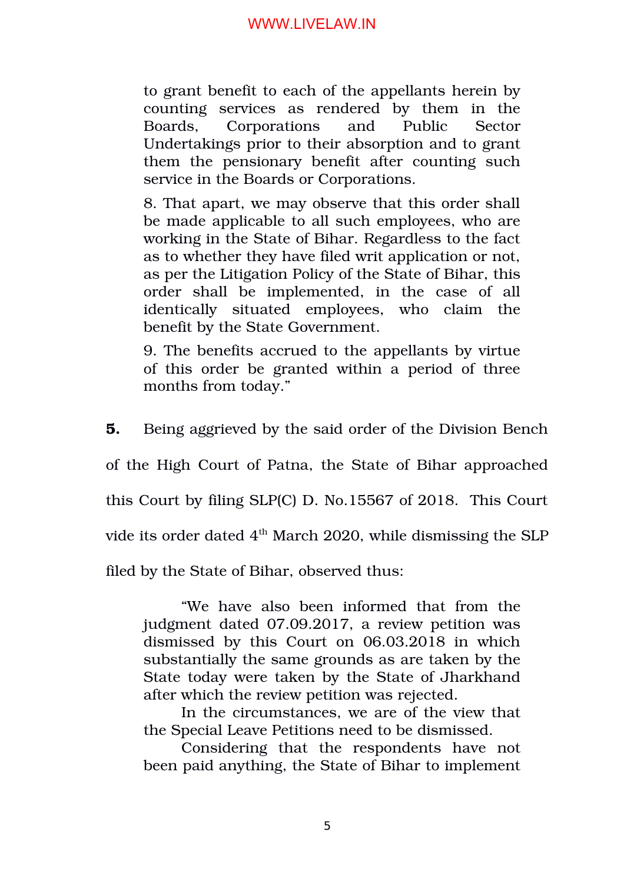> to grant benefit to each of the appellants herein by counting services as rendered by them in the Boards, Corporations and Public Sector Undertakings prior to their absorption and to grant them the pensionary benefit after counting such service in the Boards or Corporations.
>
> 8. That apart, we may observe that this order shall be made applicable to all such employees, who are working in the State of Bihar. Regardless to the fact as to whether they have filed writ application or not, as per the Litigation Policy of the State of Bihar, this order shall be implemented, in the case of all identically situated employees, who claim the benefit by the State Government.
>
> 9. The benefits accrued to the appellants by virtue of this order be granted within a period of three months from today."

**5.** Being aggrieved by the said order of the Division Bench of the High Court of Patna, the State of Bihar approached this Court by filing SLP(C) D. No.15567 of 2018. This Court vide its order dated 4th March 2020, while dismissing the SLP filed by the State of Bihar, observed thus:

> "We have also been informed that from the judgment dated 07.09.2017, a review petition was dismissed by this Court on 06.03.2018 in which substantially the same grounds as are taken by the State today were taken by the State of Jharkhand after which the review petition was rejected.
>
> In the circumstances, we are of the view that the Special Leave Petitions need to be dismissed.
>
> Considering that the respondents have not been paid anything, the State of Bihar to implement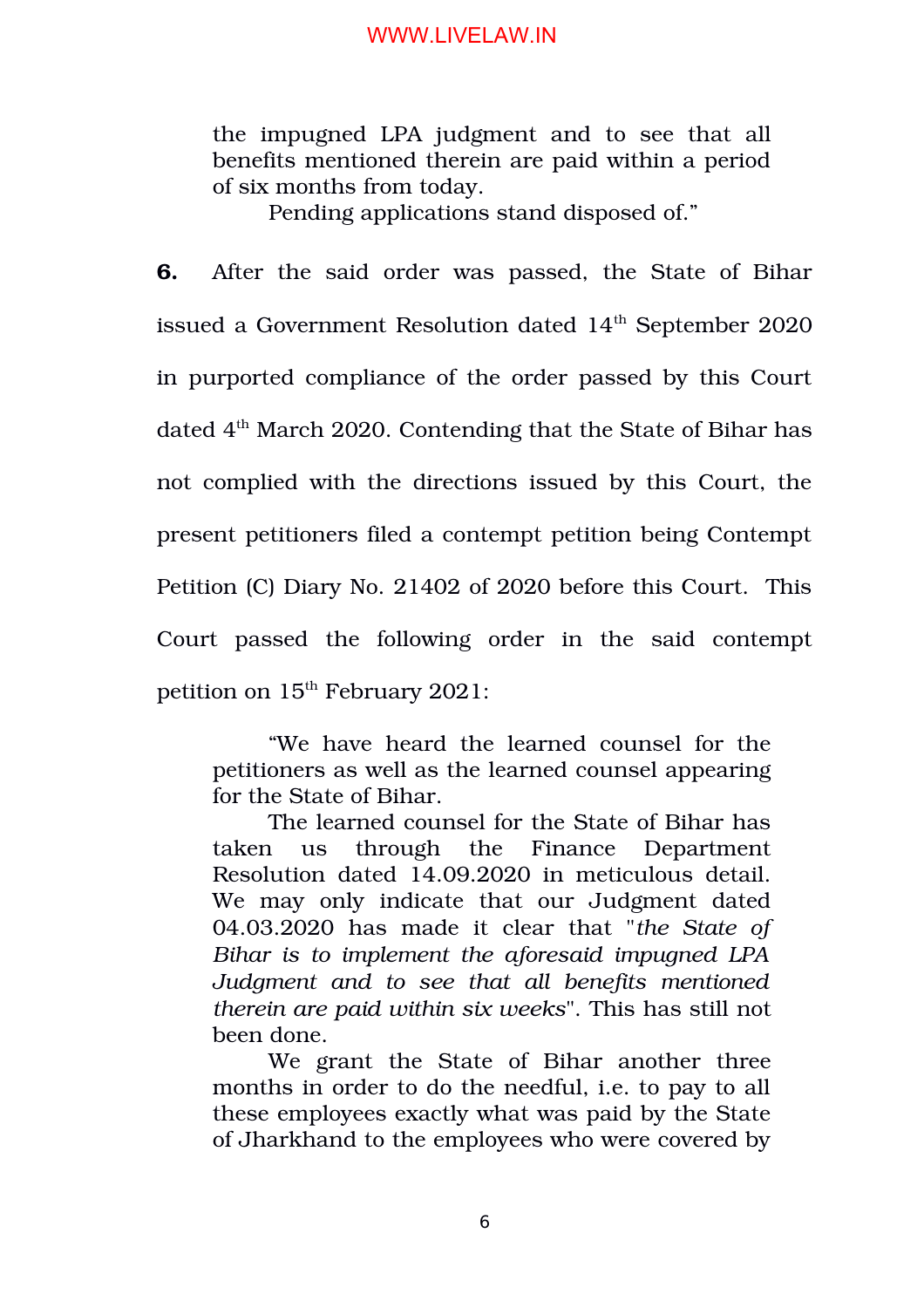> the impugned LPA judgment and to see that all benefits mentioned therein are paid within a period of six months from today.
>
> Pending applications stand disposed of."

**6.** After the said order was passed, the State of Bihar issued a Government Resolution dated 14th September 2020 in purported compliance of the order passed by this Court dated 4th March 2020. Contending that the State of Bihar has not complied with the directions issued by this Court, the present petitioners filed a contempt petition being Contempt Petition (C) Diary No. 21402 of 2020 before this Court. This Court passed the following order in the said contempt petition on 15th February 2021:

> "We have heard the learned counsel for the petitioners as well as the learned counsel appearing for the State of Bihar.
>
> The learned counsel for the State of Bihar has taken us through the Finance Department Resolution dated 14.09.2020 in meticulous detail. We may only indicate that our Judgment dated 04.03.2020 has made it clear that "*the State of Bihar is to implement the aforesaid impugned LPA Judgment and to see that all benefits mentioned therein are paid within six weeks*". This has still not been done.
>
> We grant the State of Bihar another three months in order to do the needful, i.e. to pay to all these employees exactly what was paid by the State of Jharkhand to the employees who were covered by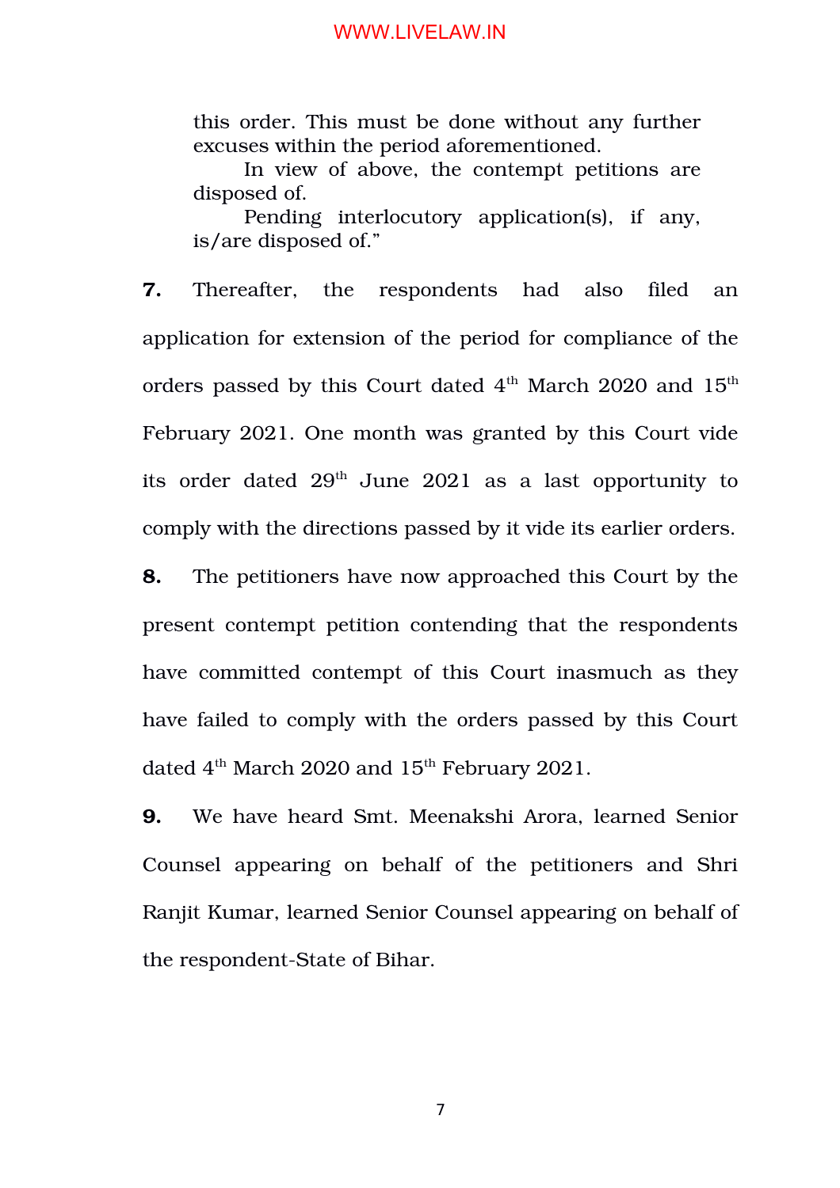> this order. This must be done without any further excuses within the period aforementioned.
>
> In view of above, the contempt petitions are disposed of.
>
> Pending interlocutory application(s), if any, is/are disposed of."

**7.** Thereafter, the respondents had also filed an application for extension of the period for compliance of the orders passed by this Court dated 4th March 2020 and 15th February 2021. One month was granted by this Court vide its order dated 29th June 2021 as a last opportunity to comply with the directions passed by it vide its earlier orders.

**8.** The petitioners have now approached this Court by the present contempt petition contending that the respondents have committed contempt of this Court inasmuch as they have failed to comply with the orders passed by this Court dated 4th March 2020 and 15th February 2021.

**9.** We have heard Smt. Meenakshi Arora, learned Senior Counsel appearing on behalf of the petitioners and Shri Ranjit Kumar, learned Senior Counsel appearing on behalf of the respondent-State of Bihar.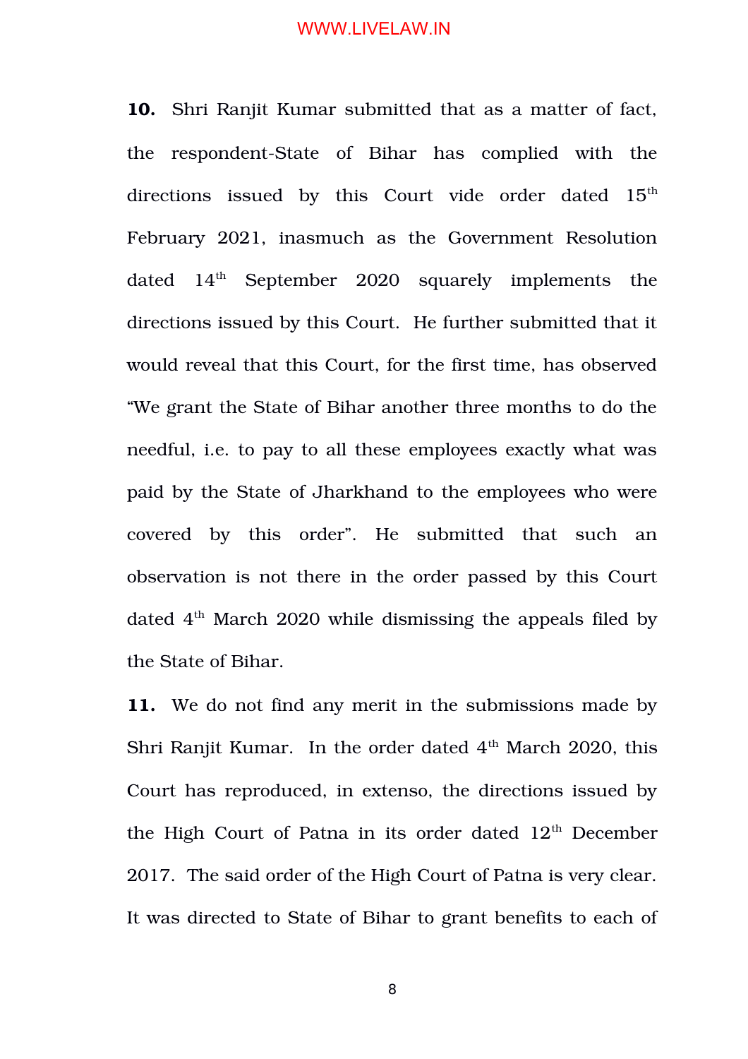**10.** Shri Ranjit Kumar submitted that as a matter of fact, the respondent-State of Bihar has complied with the directions issued by this Court vide order dated 15th February 2021, inasmuch as the Government Resolution dated 14th September 2020 squarely implements the directions issued by this Court. He further submitted that it would reveal that this Court, for the first time, has observed "We grant the State of Bihar another three months to do the needful, i.e. to pay to all these employees exactly what was paid by the State of Jharkhand to the employees who were covered by this order". He submitted that such an observation is not there in the order passed by this Court dated 4th March 2020 while dismissing the appeals filed by the State of Bihar.

**11.** We do not find any merit in the submissions made by Shri Ranjit Kumar. In the order dated 4th March 2020, this Court has reproduced, in extenso, the directions issued by the High Court of Patna in its order dated 12th December 2017. The said order of the High Court of Patna is very clear. It was directed to State of Bihar to grant benefits to each of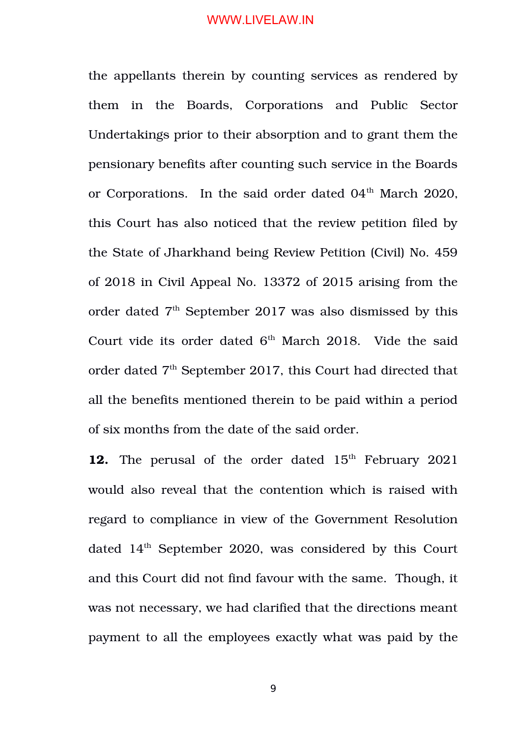the appellants therein by counting services as rendered by them in the Boards, Corporations and Public Sector Undertakings prior to their absorption and to grant them the pensionary benefits after counting such service in the Boards or Corporations. In the said order dated 04th March 2020, this Court has also noticed that the review petition filed by the State of Jharkhand being Review Petition (Civil) No. 459 of 2018 in Civil Appeal No. 13372 of 2015 arising from the order dated 7th September 2017 was also dismissed by this Court vide its order dated 6th March 2018. Vide the said order dated 7th September 2017, this Court had directed that all the benefits mentioned therein to be paid within a period of six months from the date of the said order.

**12.** The perusal of the order dated 15th February 2021 would also reveal that the contention which is raised with regard to compliance in view of the Government Resolution dated 14th September 2020, was considered by this Court and this Court did not find favour with the same. Though, it was not necessary, we had clarified that the directions meant payment to all the employees exactly what was paid by the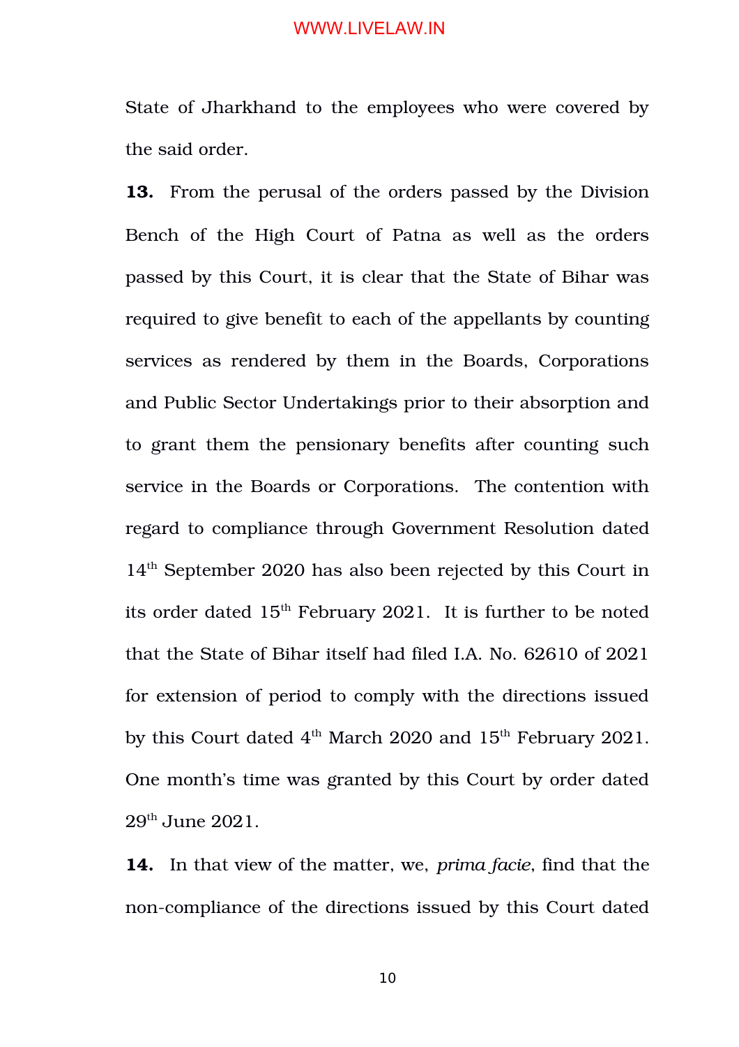State of Jharkhand to the employees who were covered by the said order.

**13.** From the perusal of the orders passed by the Division Bench of the High Court of Patna as well as the orders passed by this Court, it is clear that the State of Bihar was required to give benefit to each of the appellants by counting services as rendered by them in the Boards, Corporations and Public Sector Undertakings prior to their absorption and to grant them the pensionary benefits after counting such service in the Boards or Corporations. The contention with regard to compliance through Government Resolution dated 14th September 2020 has also been rejected by this Court in its order dated 15th February 2021. It is further to be noted that the State of Bihar itself had filed I.A. No. 62610 of 2021 for extension of period to comply with the directions issued by this Court dated 4th March 2020 and 15th February 2021. One month's time was granted by this Court by order dated 29th June 2021.

**14.** In that view of the matter, we, *prima facie*, find that the non-compliance of the directions issued by this Court dated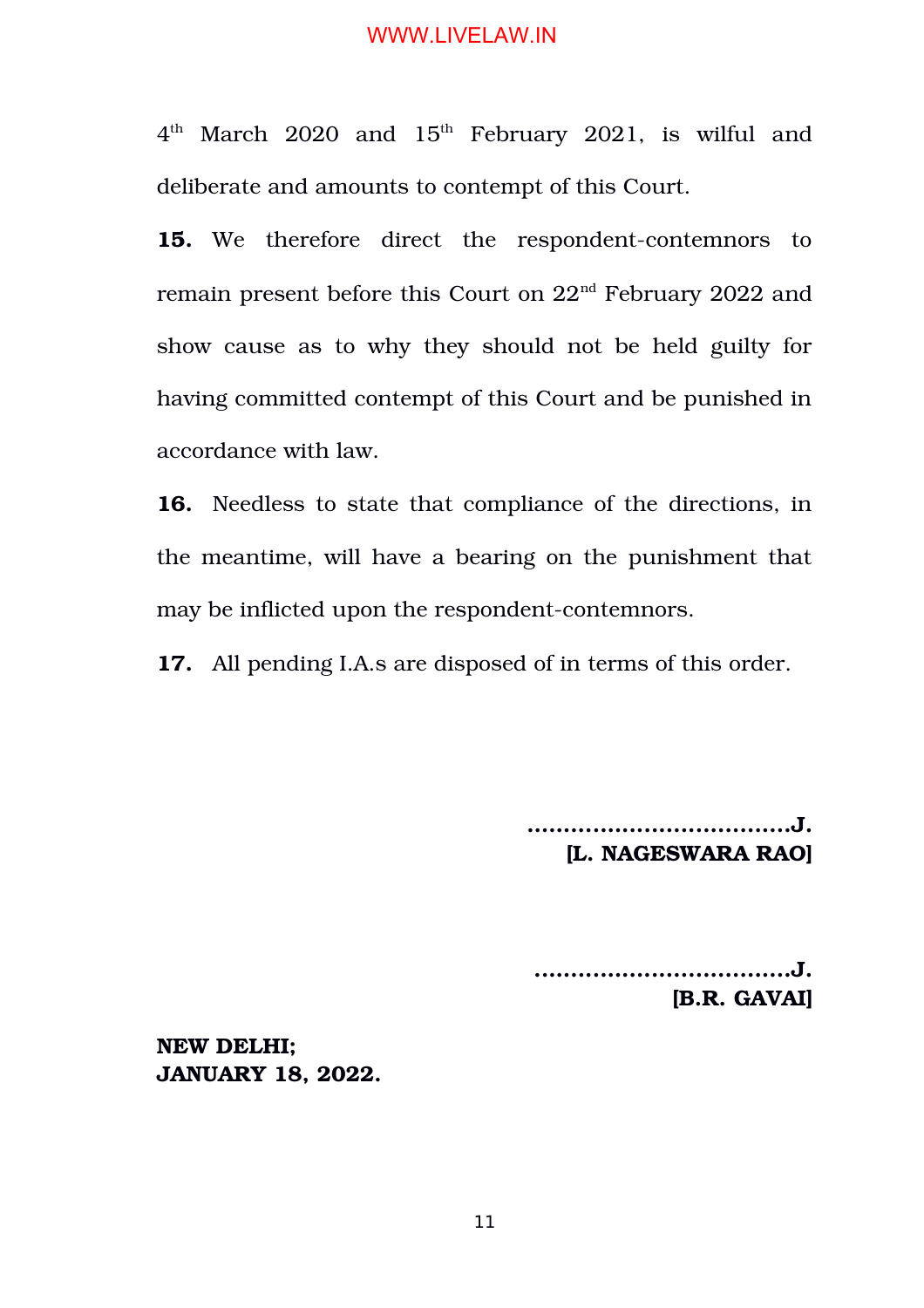4th March 2020 and 15th February 2021, is wilful and deliberate and amounts to contempt of this Court.

**15.** We therefore direct the respondent-contemnors to remain present before this Court on 22nd February 2022 and show cause as to why they should not be held guilty for having committed contempt of this Court and be punished in accordance with law.

**16.** Needless to state that compliance of the directions, in the meantime, will have a bearing on the punishment that may be inflicted upon the respondent-contemnors.

**17.** All pending I.A.s are disposed of in terms of this order.

**……………………………….J.**
**[L. NAGESWARA RAO]**

**……………………………….J.**
**[B.R. GAVAI]**

**NEW DELHI;**
**JANUARY 18, 2022.**